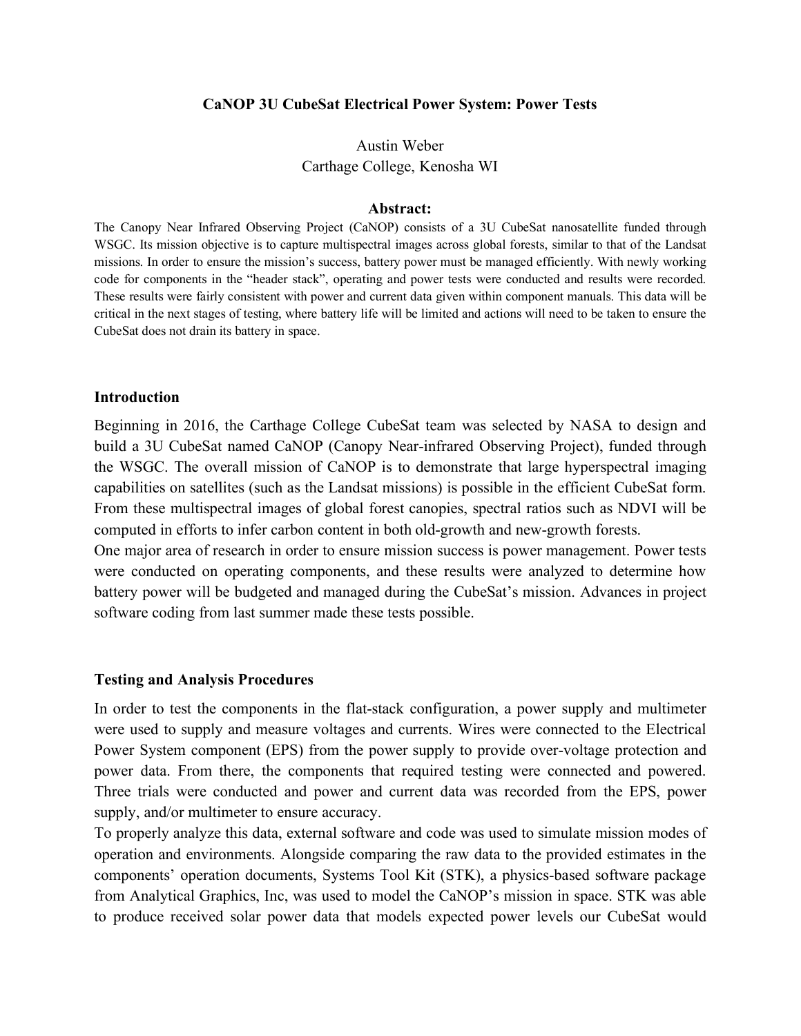# CaNOP 3U CubeSat Electrical Power System: Power Tests

Austin Weber
Carthage College, Kenosha WI

## Abstract:

The Canopy Near Infrared Observing Project (CaNOP) consists of a 3U CubeSat nanosatellite funded through WSGC. Its mission objective is to capture multispectral images across global forests, similar to that of the Landsat missions. In order to ensure the mission's success, battery power must be managed efficiently. With newly working code for components in the "header stack", operating and power tests were conducted and results were recorded. These results were fairly consistent with power and current data given within component manuals. This data will be critical in the next stages of testing, where battery life will be limited and actions will need to be taken to ensure the CubeSat does not drain its battery in space.

## Introduction

Beginning in 2016, the Carthage College CubeSat team was selected by NASA to design and build a 3U CubeSat named CaNOP (Canopy Near-infrared Observing Project), funded through the WSGC. The overall mission of CaNOP is to demonstrate that large hyperspectral imaging capabilities on satellites (such as the Landsat missions) is possible in the efficient CubeSat form. From these multispectral images of global forest canopies, spectral ratios such as NDVI will be computed in efforts to infer carbon content in both old-growth and new-growth forests.

One major area of research in order to ensure mission success is power management. Power tests were conducted on operating components, and these results were analyzed to determine how battery power will be budgeted and managed during the CubeSat's mission. Advances in project software coding from last summer made these tests possible.

## Testing and Analysis Procedures

In order to test the components in the flat-stack configuration, a power supply and multimeter were used to supply and measure voltages and currents. Wires were connected to the Electrical Power System component (EPS) from the power supply to provide over-voltage protection and power data. From there, the components that required testing were connected and powered. Three trials were conducted and power and current data was recorded from the EPS, power supply, and/or multimeter to ensure accuracy.

To properly analyze this data, external software and code was used to simulate mission modes of operation and environments. Alongside comparing the raw data to the provided estimates in the components' operation documents, Systems Tool Kit (STK), a physics-based software package from Analytical Graphics, Inc, was used to model the CaNOP's mission in space. STK was able to produce received solar power data that models expected power levels our CubeSat would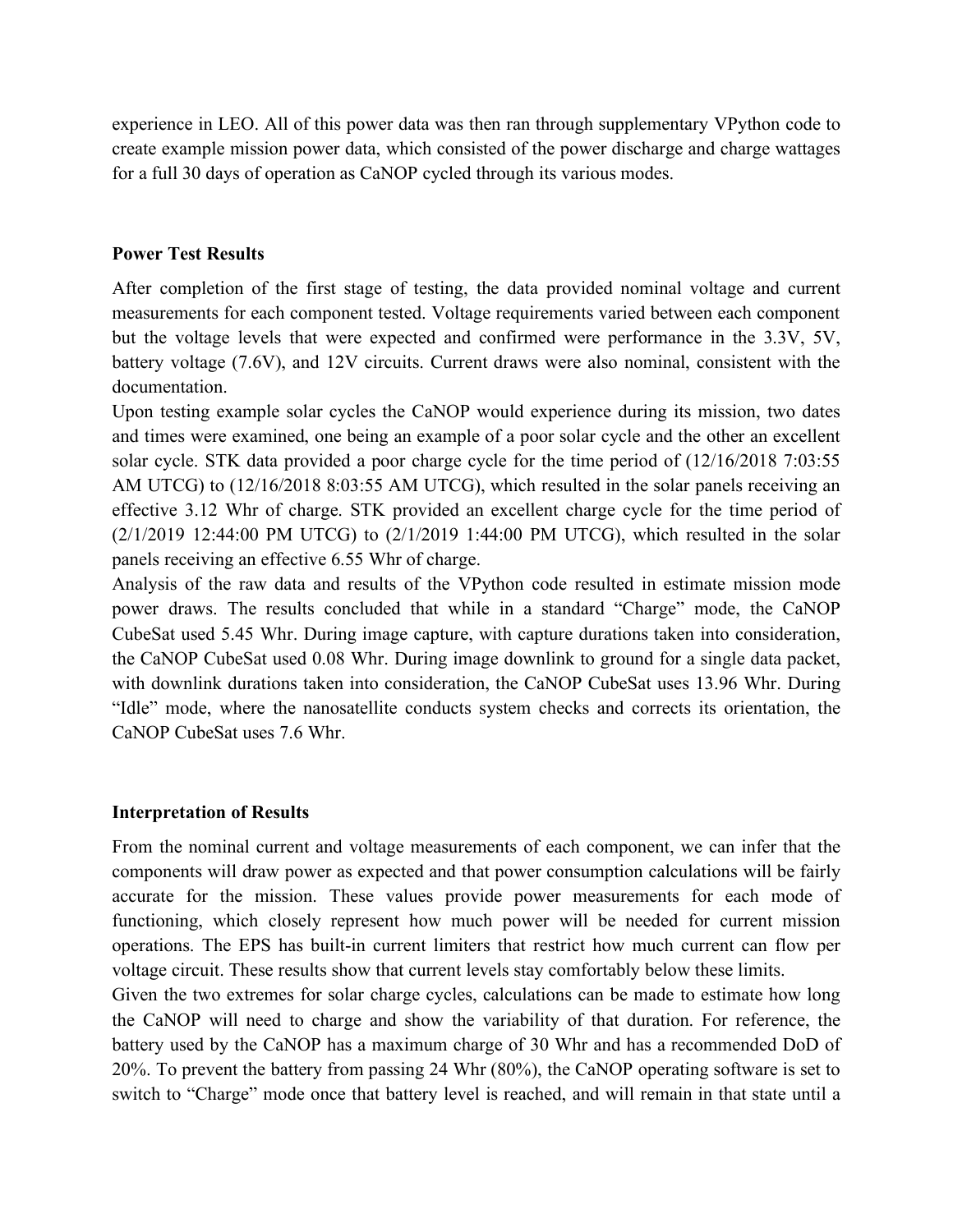experience in LEO. All of this power data was then ran through supplementary VPython code to create example mission power data, which consisted of the power discharge and charge wattages for a full 30 days of operation as CaNOP cycled through its various modes.

**Power Test Results**

After completion of the first stage of testing, the data provided nominal voltage and current measurements for each component tested. Voltage requirements varied between each component but the voltage levels that were expected and confirmed were performance in the 3.3V, 5V, battery voltage (7.6V), and 12V circuits. Current draws were also nominal, consistent with the documentation.

Upon testing example solar cycles the CaNOP would experience during its mission, two dates and times were examined, one being an example of a poor solar cycle and the other an excellent solar cycle. STK data provided a poor charge cycle for the time period of (12/16/2018 7:03:55 AM UTCG) to (12/16/2018 8:03:55 AM UTCG), which resulted in the solar panels receiving an effective 3.12 Whr of charge. STK provided an excellent charge cycle for the time period of (2/1/2019 12:44:00 PM UTCG) to (2/1/2019 1:44:00 PM UTCG), which resulted in the solar panels receiving an effective 6.55 Whr of charge.

Analysis of the raw data and results of the VPython code resulted in estimate mission mode power draws. The results concluded that while in a standard "Charge" mode, the CaNOP CubeSat used 5.45 Whr. During image capture, with capture durations taken into consideration, the CaNOP CubeSat used 0.08 Whr. During image downlink to ground for a single data packet, with downlink durations taken into consideration, the CaNOP CubeSat uses 13.96 Whr. During "Idle" mode, where the nanosatellite conducts system checks and corrects its orientation, the CaNOP CubeSat uses 7.6 Whr.

**Interpretation of Results**

From the nominal current and voltage measurements of each component, we can infer that the components will draw power as expected and that power consumption calculations will be fairly accurate for the mission. These values provide power measurements for each mode of functioning, which closely represent how much power will be needed for current mission operations. The EPS has built-in current limiters that restrict how much current can flow per voltage circuit. These results show that current levels stay comfortably below these limits.

Given the two extremes for solar charge cycles, calculations can be made to estimate how long the CaNOP will need to charge and show the variability of that duration. For reference, the battery used by the CaNOP has a maximum charge of 30 Whr and has a recommended DoD of 20%. To prevent the battery from passing 24 Whr (80%), the CaNOP operating software is set to switch to "Charge" mode once that battery level is reached, and will remain in that state until a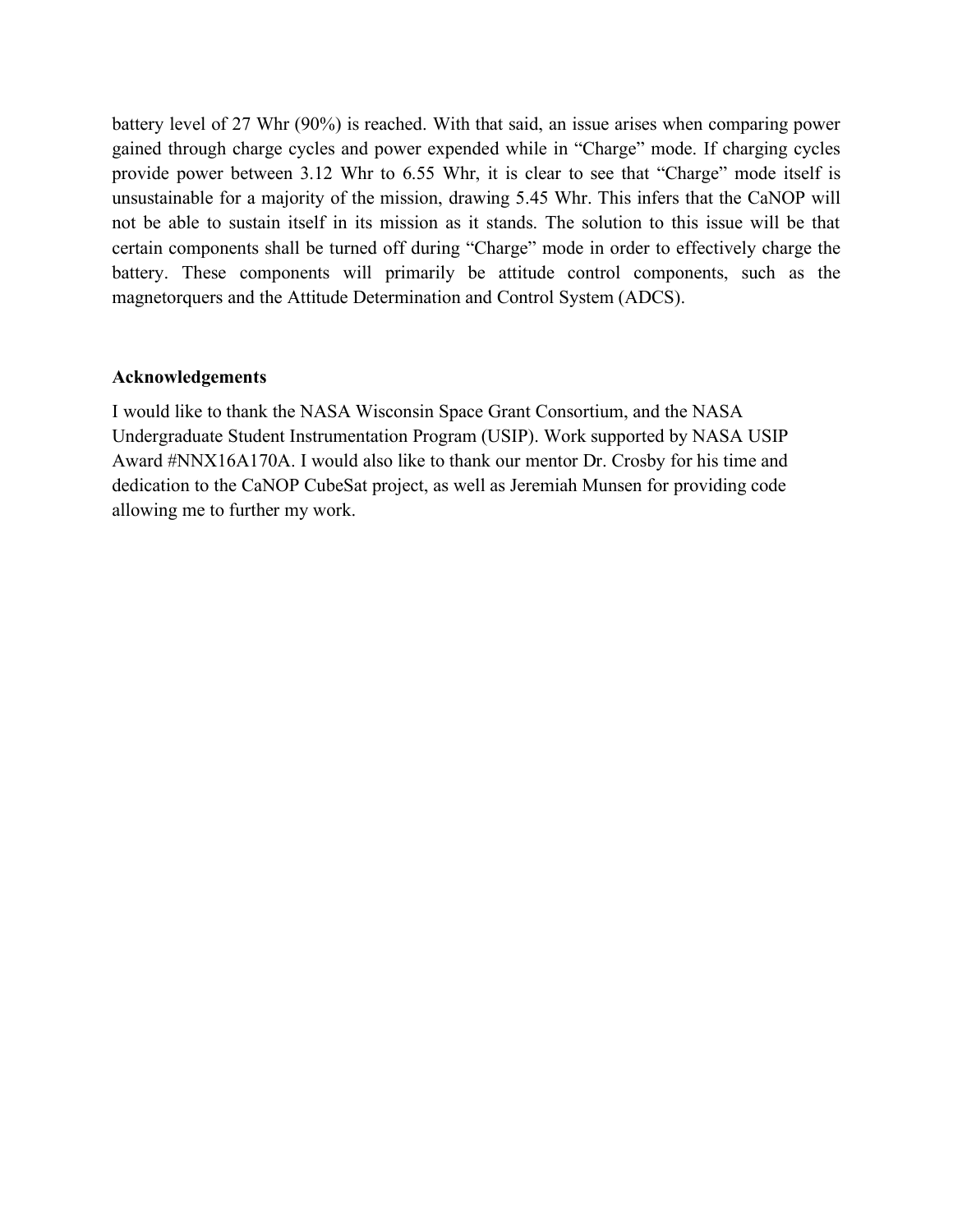battery level of 27 Whr (90%) is reached. With that said, an issue arises when comparing power gained through charge cycles and power expended while in "Charge" mode. If charging cycles provide power between 3.12 Whr to 6.55 Whr, it is clear to see that "Charge" mode itself is unsustainable for a majority of the mission, drawing 5.45 Whr. This infers that the CaNOP will not be able to sustain itself in its mission as it stands. The solution to this issue will be that certain components shall be turned off during "Charge" mode in order to effectively charge the battery. These components will primarily be attitude control components, such as the magnetorquers and the Attitude Determination and Control System (ADCS).

**Acknowledgements**

I would like to thank the NASA Wisconsin Space Grant Consortium, and the NASA Undergraduate Student Instrumentation Program (USIP). Work supported by NASA USIP Award #NNX16A170A. I would also like to thank our mentor Dr. Crosby for his time and dedication to the CaNOP CubeSat project, as well as Jeremiah Munsen for providing code allowing me to further my work.